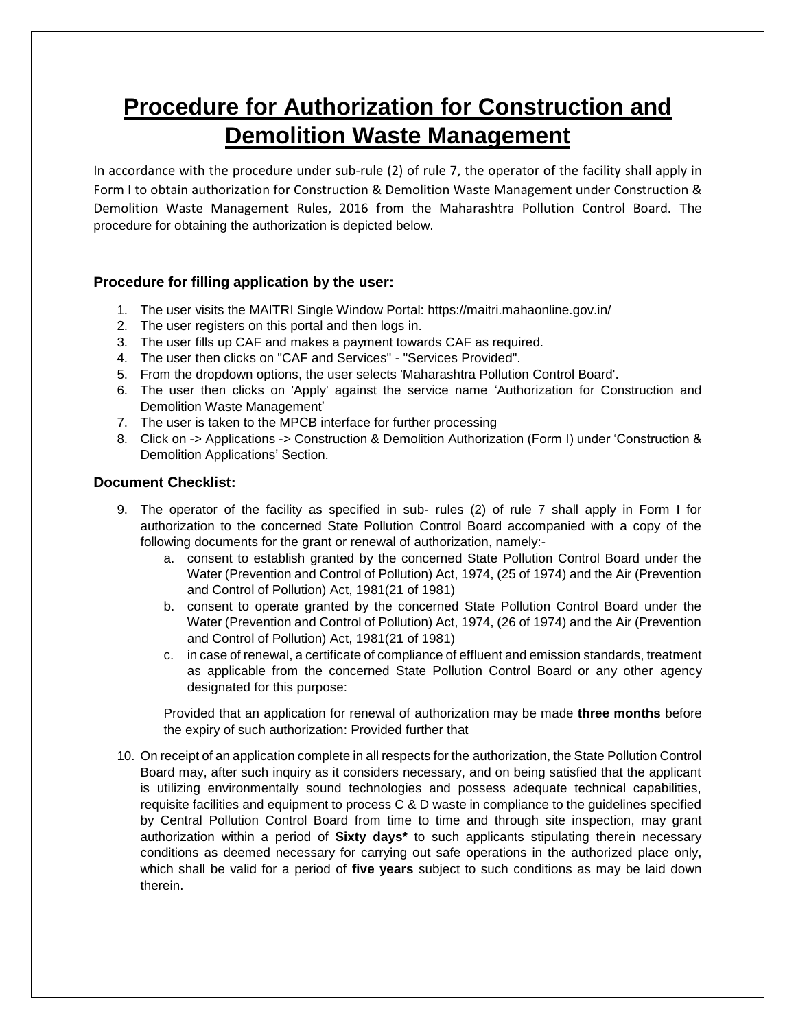# Procedure for Authorization for Construction and Demolition Waste Management

In accordance with the procedure under sub-rule (2) of rule 7, the operator of the facility shall apply in Form I to obtain authorization for Construction & Demolition Waste Management under Construction & Demolition Waste Management Rules, 2016 from the Maharashtra Pollution Control Board. The procedure for obtaining the authorization is depicted below.

### Procedure for filling application by the user:

1. The user visits the MAITRI Single Window Portal: https://maitri.mahaonline.gov.in/
2. The user registers on this portal and then logs in.
3. The user fills up CAF and makes a payment towards CAF as required.
4. The user then clicks on "CAF and Services" - "Services Provided".
5. From the dropdown options, the user selects 'Maharashtra Pollution Control Board'.
6. The user then clicks on 'Apply' against the service name 'Authorization for Construction and Demolition Waste Management'
7. The user is taken to the MPCB interface for further processing
8. Click on -> Applications -> Construction & Demolition Authorization (Form I) under 'Construction & Demolition Applications' Section.

### Document Checklist:

9. The operator of the facility as specified in sub- rules (2) of rule 7 shall apply in Form I for authorization to the concerned State Pollution Control Board accompanied with a copy of the following documents for the grant or renewal of authorization, namely:-
   a. consent to establish granted by the concerned State Pollution Control Board under the Water (Prevention and Control of Pollution) Act, 1974, (25 of 1974) and the Air (Prevention and Control of Pollution) Act, 1981(21 of 1981)
   b. consent to operate granted by the concerned State Pollution Control Board under the Water (Prevention and Control of Pollution) Act, 1974, (26 of 1974) and the Air (Prevention and Control of Pollution) Act, 1981(21 of 1981)
   c. in case of renewal, a certificate of compliance of effluent and emission standards, treatment as applicable from the concerned State Pollution Control Board or any other agency designated for this purpose:

   Provided that an application for renewal of authorization may be made **three months** before the expiry of such authorization: Provided further that

10. On receipt of an application complete in all respects for the authorization, the State Pollution Control Board may, after such inquiry as it considers necessary, and on being satisfied that the applicant is utilizing environmentally sound technologies and possess adequate technical capabilities, requisite facilities and equipment to process C & D waste in compliance to the guidelines specified by Central Pollution Control Board from time to time and through site inspection, may grant authorization within a period of **Sixty days*** to such applicants stipulating therein necessary conditions as deemed necessary for carrying out safe operations in the authorized place only, which shall be valid for a period of **five years** subject to such conditions as may be laid down therein.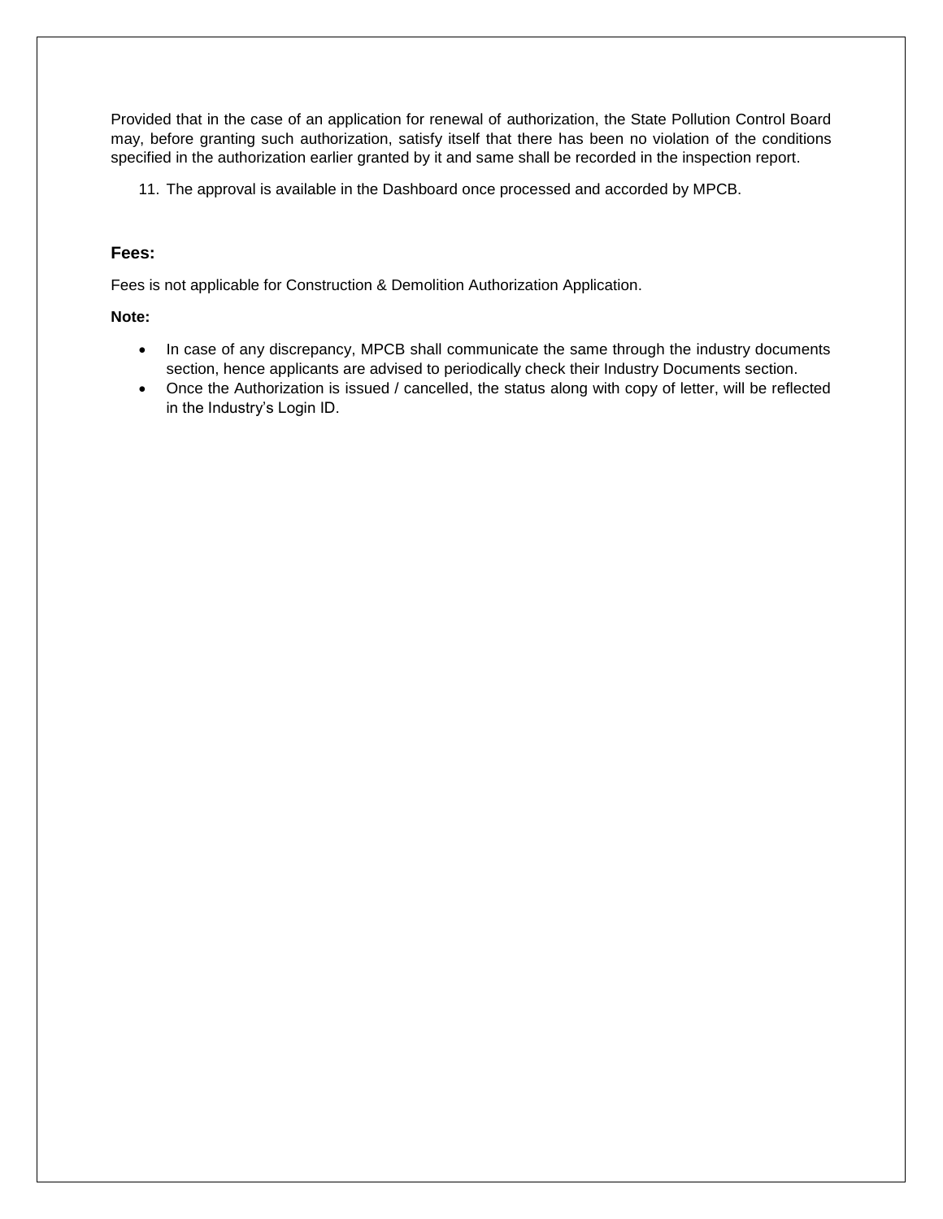Provided that in the case of an application for renewal of authorization, the State Pollution Control Board may, before granting such authorization, satisfy itself that there has been no violation of the conditions specified in the authorization earlier granted by it and same shall be recorded in the inspection report.

11. The approval is available in the Dashboard once processed and accorded by MPCB.

### Fees:

Fees is not applicable for Construction & Demolition Authorization Application.

**Note:**

- In case of any discrepancy, MPCB shall communicate the same through the industry documents section, hence applicants are advised to periodically check their Industry Documents section.
- Once the Authorization is issued / cancelled, the status along with copy of letter, will be reflected in the Industry's Login ID.